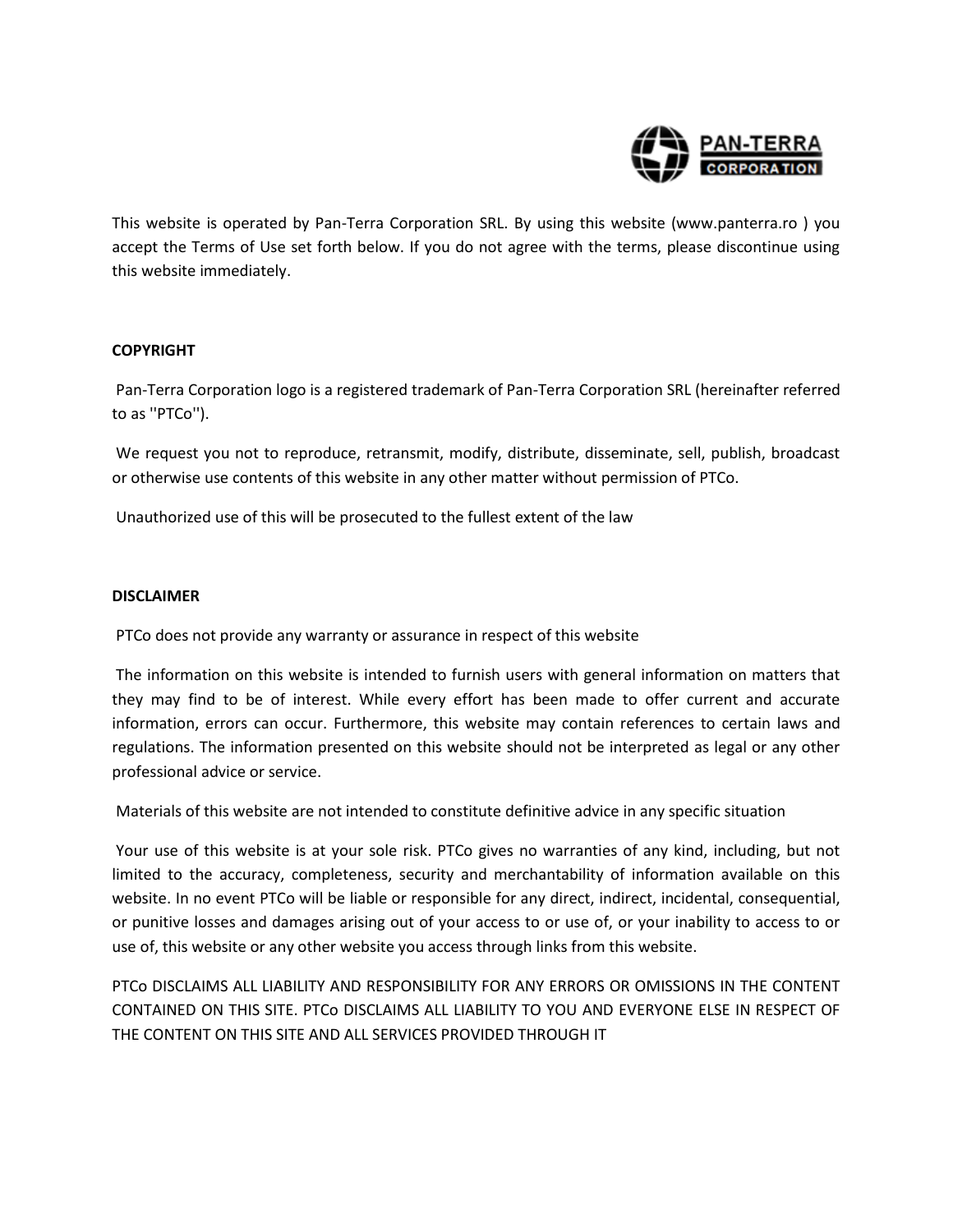This website is operated by Pan-Terra Corporation SRL. By using this website (www.panterra.ro ) you accept the Terms of Use set forth below. If you do not agree with the terms, please discontinue using this website immediately.

**COPYRIGHT**

Pan-Terra Corporation logo is a registered trademark of Pan-Terra Corporation SRL (hereinafter referred to as ''PTCo'').

We request you not to reproduce, retransmit, modify, distribute, disseminate, sell, publish, broadcast or otherwise use contents of this website in any other matter without permission of PTCo.

Unauthorized use of this will be prosecuted to the fullest extent of the law

**DISCLAIMER**

PTCo does not provide any warranty or assurance in respect of this website

The information on this website is intended to furnish users with general information on matters that they may find to be of interest. While every effort has been made to offer current and accurate information, errors can occur. Furthermore, this website may contain references to certain laws and regulations. The information presented on this website should not be interpreted as legal or any other professional advice or service.

Materials of this website are not intended to constitute definitive advice in any specific situation

Your use of this website is at your sole risk. PTCo gives no warranties of any kind, including, but not limited to the accuracy, completeness, security and merchantability of information available on this website. In no event PTCo will be liable or responsible for any direct, indirect, incidental, consequential, or punitive losses and damages arising out of your access to or use of, or your inability to access to or use of, this website or any other website you access through links from this website.

PTCo DISCLAIMS ALL LIABILITY AND RESPONSIBILITY FOR ANY ERRORS OR OMISSIONS IN THE CONTENT CONTAINED ON THIS SITE. PTCo DISCLAIMS ALL LIABILITY TO YOU AND EVERYONE ELSE IN RESPECT OF THE CONTENT ON THIS SITE AND ALL SERVICES PROVIDED THROUGH IT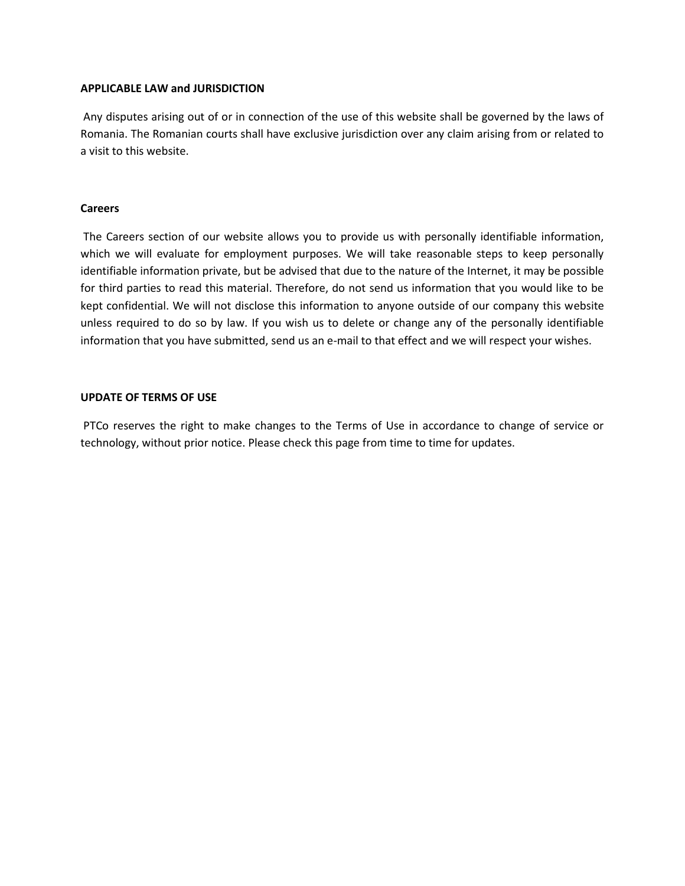**APPLICABLE LAW and JURISDICTION**

Any disputes arising out of or in connection of the use of this website shall be governed by the laws of Romania. The Romanian courts shall have exclusive jurisdiction over any claim arising from or related to a visit to this website.

**Careers**

The Careers section of our website allows you to provide us with personally identifiable information, which we will evaluate for employment purposes. We will take reasonable steps to keep personally identifiable information private, but be advised that due to the nature of the Internet, it may be possible for third parties to read this material. Therefore, do not send us information that you would like to be kept confidential. We will not disclose this information to anyone outside of our company this website unless required to do so by law. If you wish us to delete or change any of the personally identifiable information that you have submitted, send us an e-mail to that effect and we will respect your wishes.

**UPDATE OF TERMS OF USE**

PTCo reserves the right to make changes to the Terms of Use in accordance to change of service or technology, without prior notice. Please check this page from time to time for updates.